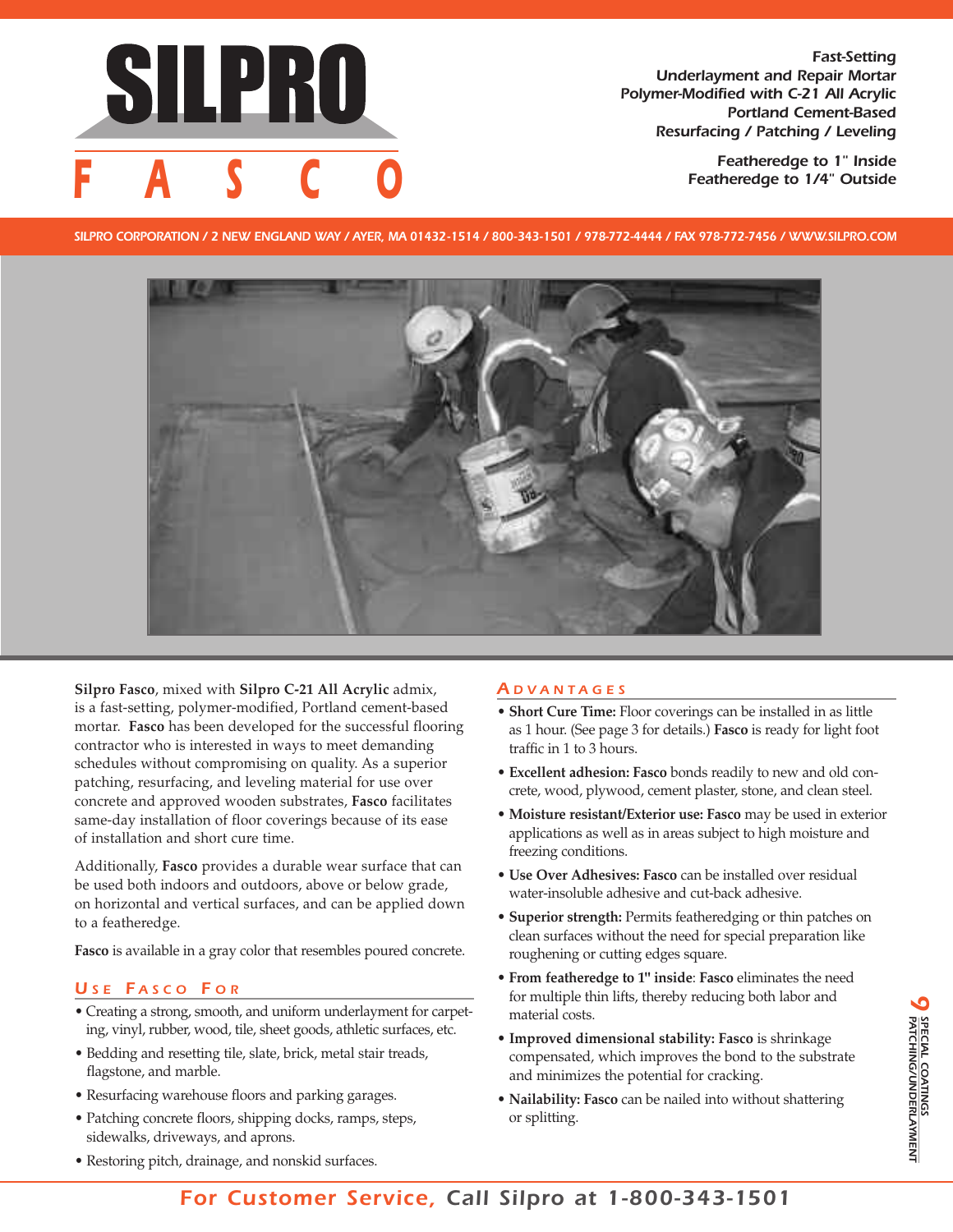# SILPRO FASCO

*Fast-Setting*
*Underlayment and Repair Mortar*
*Polymer-Modified with C-21 All Acrylic*
*Portland Cement-Based*
*Resurfacing / Patching / Leveling*

**Featheredge to 1" Inside**
**Featheredge to 1/4" Outside**

SILPRO CORPORATION / 2 NEW ENGLAND WAY / AYER, MA 01432-1514 / 800-343-1501 / 978-772-4444 / FAX 978-772-7456 / WWW.SILPRO.COM

**Silpro Fasco**, mixed with **Silpro C-21 All Acrylic** admix, is a fast-setting, polymer-modified, Portland cement-based mortar. **Fasco** has been developed for the successful flooring contractor who is interested in ways to meet demanding schedules without compromising on quality. As a superior patching, resurfacing, and leveling material for use over concrete and approved wooden substrates, **Fasco** facilitates same-day installation of floor coverings because of its ease of installation and short cure time.

Additionally, **Fasco** provides a durable wear surface that can be used both indoors and outdoors, above or below grade, on horizontal and vertical surfaces, and can be applied down to a featheredge.

**Fasco** is available in a gray color that resembles poured concrete.

## Use Fasco For

- Creating a strong, smooth, and uniform underlayment for carpeting, vinyl, rubber, wood, tile, sheet goods, athletic surfaces, etc.
- Bedding and resetting tile, slate, brick, metal stair treads, flagstone, and marble.
- Resurfacing warehouse floors and parking garages.
- Patching concrete floors, shipping docks, ramps, steps, sidewalks, driveways, and aprons.
- Restoring pitch, drainage, and nonskid surfaces.

## Advantages

- **Short Cure Time:** Floor coverings can be installed in as little as 1 hour. (See page 3 for details.) **Fasco** is ready for light foot traffic in 1 to 3 hours.
- **Excellent adhesion: Fasco** bonds readily to new and old concrete, wood, plywood, cement plaster, stone, and clean steel.
- **Moisture resistant/Exterior use: Fasco** may be used in exterior applications as well as in areas subject to high moisture and freezing conditions.
- **Use Over Adhesives: Fasco** can be installed over residual water-insoluble adhesive and cut-back adhesive.
- **Superior strength:** Permits featheredging or thin patches on clean surfaces without the need for special preparation like roughening or cutting edges square.
- **From featheredge to 1" inside**: **Fasco** eliminates the need for multiple thin lifts, thereby reducing both labor and material costs.
- **Improved dimensional stability: Fasco** is shrinkage compensated, which improves the bond to the substrate and minimizes the potential for cracking.
- **Nailability: Fasco** can be nailed into without shattering or splitting.

**For Customer Service, Call Silpro at 1-800-343-1501**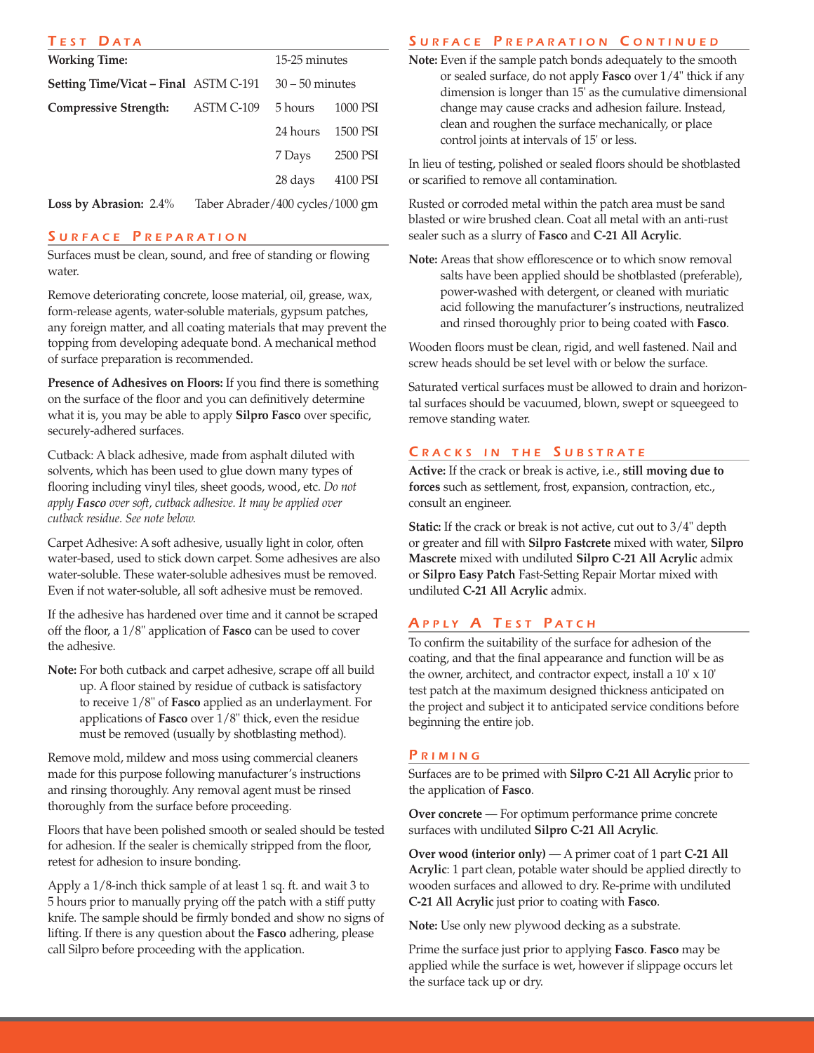## Test Data

| | | | |
|---|---|---|---|
| **Working Time:** | | 15-25 minutes | |
| **Setting Time/Vicat – Final** | ASTM C-191 | 30 – 50 minutes | |
| **Compressive Strength:** | ASTM C-109 | 5 hours | 1000 PSI |
| | | 24 hours | 1500 PSI |
| | | 7 Days | 2500 PSI |
| | | 28 days | 4100 PSI |
| **Loss by Abrasion:** 2.4% | Taber Abrader/400 cycles/1000 gm | | |

## Surface Preparation

Surfaces must be clean, sound, and free of standing or flowing water.

Remove deteriorating concrete, loose material, oil, grease, wax, form-release agents, water-soluble materials, gypsum patches, any foreign matter, and all coating materials that may prevent the topping from developing adequate bond. A mechanical method of surface preparation is recommended.

**Presence of Adhesives on Floors:** If you find there is something on the surface of the floor and you can definitively determine what it is, you may be able to apply **Silpro Fasco** over specific, securely-adhered surfaces.

Cutback: A black adhesive, made from asphalt diluted with solvents, which has been used to glue down many types of flooring including vinyl tiles, sheet goods, wood, etc. *Do not apply **Fasco** over soft, cutback adhesive. It may be applied over cutback residue. See note below.*

Carpet Adhesive: A soft adhesive, usually light in color, often water-based, used to stick down carpet. Some adhesives are also water-soluble. These water-soluble adhesives must be removed. Even if not water-soluble, all soft adhesive must be removed.

If the adhesive has hardened over time and it cannot be scraped off the floor, a 1/8" application of **Fasco** can be used to cover the adhesive.

**Note:** For both cutback and carpet adhesive, scrape off all build up. A floor stained by residue of cutback is satisfactory to receive 1/8" of **Fasco** applied as an underlayment. For applications of **Fasco** over 1/8" thick, even the residue must be removed (usually by shotblasting method).

Remove mold, mildew and moss using commercial cleaners made for this purpose following manufacturer's instructions and rinsing thoroughly. Any removal agent must be rinsed thoroughly from the surface before proceeding.

Floors that have been polished smooth or sealed should be tested for adhesion. If the sealer is chemically stripped from the floor, retest for adhesion to insure bonding.

Apply a 1/8-inch thick sample of at least 1 sq. ft. and wait 3 to 5 hours prior to manually prying off the patch with a stiff putty knife. The sample should be firmly bonded and show no signs of lifting. If there is any question about the **Fasco** adhering, please call Silpro before proceeding with the application.

## Surface Preparation Continued

**Note:** Even if the sample patch bonds adequately to the smooth or sealed surface, do not apply **Fasco** over 1/4" thick if any dimension is longer than 15' as the cumulative dimensional change may cause cracks and adhesion failure. Instead, clean and roughen the surface mechanically, or place control joints at intervals of 15' or less.

In lieu of testing, polished or sealed floors should be shotblasted or scarified to remove all contamination.

Rusted or corroded metal within the patch area must be sand blasted or wire brushed clean. Coat all metal with an anti-rust sealer such as a slurry of **Fasco** and **C-21 All Acrylic**.

**Note:** Areas that show efflorescence or to which snow removal salts have been applied should be shotblasted (preferable), power-washed with detergent, or cleaned with muriatic acid following the manufacturer's instructions, neutralized and rinsed thoroughly prior to being coated with **Fasco**.

Wooden floors must be clean, rigid, and well fastened. Nail and screw heads should be set level with or below the surface.

Saturated vertical surfaces must be allowed to drain and horizontal surfaces should be vacuumed, blown, swept or squeegeed to remove standing water.

## Cracks in the Substrate

**Active:** If the crack or break is active, i.e., **still moving due to forces** such as settlement, frost, expansion, contraction, etc., consult an engineer.

**Static:** If the crack or break is not active, cut out to 3/4" depth or greater and fill with **Silpro Fastcrete** mixed with water, **Silpro Mascrete** mixed with undiluted **Silpro C-21 All Acrylic** admix or **Silpro Easy Patch** Fast-Setting Repair Mortar mixed with undiluted **C-21 All Acrylic** admix.

## Apply a Test Patch

To confirm the suitability of the surface for adhesion of the coating, and that the final appearance and function will be as the owner, architect, and contractor expect, install a 10' x 10' test patch at the maximum designed thickness anticipated on the project and subject it to anticipated service conditions before beginning the entire job.

## Priming

Surfaces are to be primed with **Silpro C-21 All Acrylic** prior to the application of **Fasco**.

**Over concrete** — For optimum performance prime concrete surfaces with undiluted **Silpro C-21 All Acrylic**.

**Over wood (interior only)** — A primer coat of 1 part **C-21 All Acrylic**: 1 part clean, potable water should be applied directly to wooden surfaces and allowed to dry. Re-prime with undiluted **C-21 All Acrylic** just prior to coating with **Fasco**.

**Note:** Use only new plywood decking as a substrate.

Prime the surface just prior to applying **Fasco**. **Fasco** may be applied while the surface is wet, however if slippage occurs let the surface tack up or dry.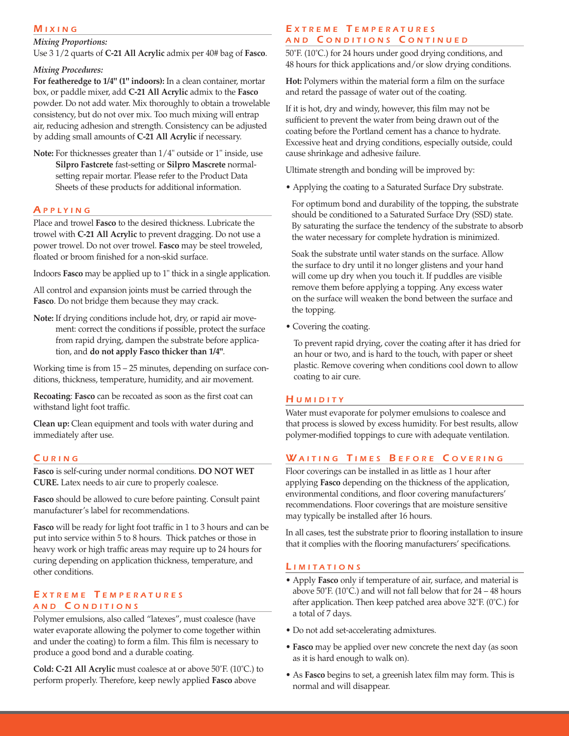## Mixing

*Mixing Proportions:*

Use 3 1/2 quarts of **C-21 All Acrylic** admix per 40# bag of **Fasco**.

*Mixing Procedures:*

**For featheredge to 1/4" (1" indoors):** In a clean container, mortar box, or paddle mixer, add **C-21 All Acrylic** admix to the **Fasco** powder. Do not add water. Mix thoroughly to obtain a trowelable consistency, but do not over mix. Too much mixing will entrap air, reducing adhesion and strength. Consistency can be adjusted by adding small amounts of **C-21 All Acrylic** if necessary.

**Note:** For thicknesses greater than 1/4" outside or 1" inside, use **Silpro Fastcrete** fast-setting or **Silpro Mascrete** normal-setting repair mortar. Please refer to the Product Data Sheets of these products for additional information.

## Applying

Place and trowel **Fasco** to the desired thickness. Lubricate the trowel with **C-21 All Acrylic** to prevent dragging. Do not use a power trowel. Do not over trowel. **Fasco** may be steel troweled, floated or broom finished for a non-skid surface.

Indoors **Fasco** may be applied up to 1" thick in a single application.

All control and expansion joints must be carried through the **Fasco**. Do not bridge them because they may crack.

**Note:** If drying conditions include hot, dry, or rapid air movement: correct the conditions if possible, protect the surface from rapid drying, dampen the substrate before application, and **do not apply Fasco thicker than 1/4"**.

Working time is from 15 – 25 minutes, depending on surface conditions, thickness, temperature, humidity, and air movement.

**Recoating**: **Fasco** can be recoated as soon as the first coat can withstand light foot traffic.

**Clean up:** Clean equipment and tools with water during and immediately after use.

## Curing

**Fasco** is self-curing under normal conditions. **DO NOT WET CURE.** Latex needs to air cure to properly coalesce.

**Fasco** should be allowed to cure before painting. Consult paint manufacturer's label for recommendations.

**Fasco** will be ready for light foot traffic in 1 to 3 hours and can be put into service within 5 to 8 hours. Thick patches or those in heavy work or high traffic areas may require up to 24 hours for curing depending on application thickness, temperature, and other conditions.

## Extreme Temperatures and Conditions

Polymer emulsions, also called "latexes", must coalesce (have water evaporate allowing the polymer to come together within and under the coating) to form a film. This film is necessary to produce a good bond and a durable coating.

**Cold: C-21 All Acrylic** must coalesce at or above 50˚F. (10˚C.) to perform properly. Therefore, keep newly applied **Fasco** above 50˚F. (10˚C.) for 24 hours under good drying conditions, and 48 hours for thick applications and/or slow drying conditions.

**Hot:** Polymers within the material form a film on the surface and retard the passage of water out of the coating.

If it is hot, dry and windy, however, this film may not be sufficient to prevent the water from being drawn out of the coating before the Portland cement has a chance to hydrate. Excessive heat and drying conditions, especially outside, could cause shrinkage and adhesive failure.

Ultimate strength and bonding will be improved by:

- Applying the coating to a Saturated Surface Dry substrate.

  For optimum bond and durability of the topping, the substrate should be conditioned to a Saturated Surface Dry (SSD) state. By saturating the surface the tendency of the substrate to absorb the water necessary for complete hydration is minimized.

  Soak the substrate until water stands on the surface. Allow the surface to dry until it no longer glistens and your hand will come up dry when you touch it. If puddles are visible remove them before applying a topping. Any excess water on the surface will weaken the bond between the surface and the topping.

- Covering the coating.

  To prevent rapid drying, cover the coating after it has dried for an hour or two, and is hard to the touch, with paper or sheet plastic. Remove covering when conditions cool down to allow coating to air cure.

## Humidity

Water must evaporate for polymer emulsions to coalesce and that process is slowed by excess humidity. For best results, allow polymer-modified toppings to cure with adequate ventilation.

## Waiting Times Before Covering

Floor coverings can be installed in as little as 1 hour after applying **Fasco** depending on the thickness of the application, environmental conditions, and floor covering manufacturers' recommendations. Floor coverings that are moisture sensitive may typically be installed after 16 hours.

In all cases, test the substrate prior to flooring installation to insure that it complies with the flooring manufacturers' specifications.

## Limitations

- Apply **Fasco** only if temperature of air, surface, and material is above 50˚F. (10˚C.) and will not fall below that for 24 – 48 hours after application. Then keep patched area above 32˚F. (0˚C.) for a total of 7 days.
- Do not add set-accelerating admixtures.
- **Fasco** may be applied over new concrete the next day (as soon as it is hard enough to walk on).
- As **Fasco** begins to set, a greenish latex film may form. This is normal and will disappear.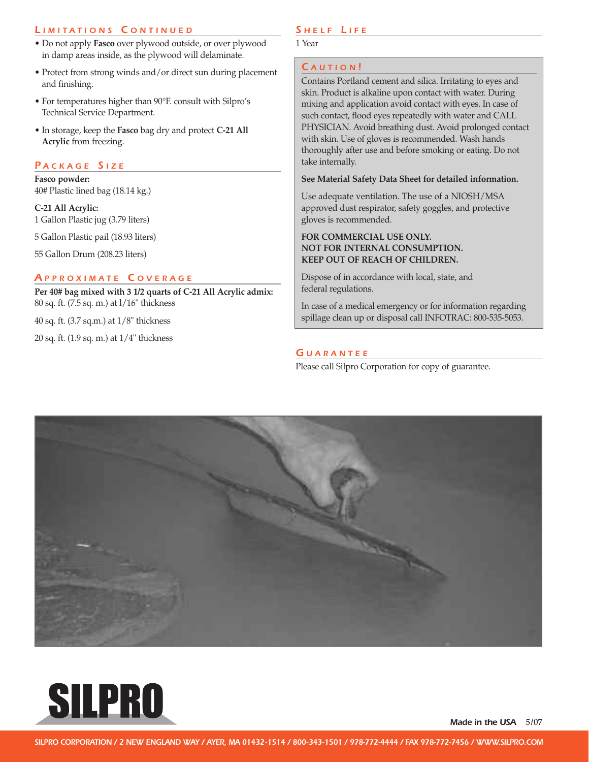## Limitations Continued

- Do not apply **Fasco** over plywood outside, or over plywood in damp areas inside, as the plywood will delaminate.
- Protect from strong winds and/or direct sun during placement and finishing.
- For temperatures higher than 90°F. consult with Silpro's Technical Service Department.
- In storage, keep the **Fasco** bag dry and protect **C-21 All Acrylic** from freezing.

## Package Size

**Fasco powder:**
40# Plastic lined bag (18.14 kg.)

**C-21 All Acrylic:**
1 Gallon Plastic jug (3.79 liters)

5 Gallon Plastic pail (18.93 liters)

55 Gallon Drum (208.23 liters)

## Approximate Coverage

**Per 40# bag mixed with 3 1/2 quarts of C-21 All Acrylic admix:**
80 sq. ft. (7.5 sq. m.) at 1/16" thickness

40 sq. ft. (3.7 sq.m.) at 1/8" thickness

20 sq. ft. (1.9 sq. m.) at 1/4" thickness

## Shelf Life

1 Year

## Caution!

Contains Portland cement and silica. Irritating to eyes and skin. Product is alkaline upon contact with water. During mixing and application avoid contact with eyes. In case of such contact, flood eyes repeatedly with water and CALL PHYSICIAN. Avoid breathing dust. Avoid prolonged contact with skin. Use of gloves is recommended. Wash hands thoroughly after use and before smoking or eating. Do not take internally.

**See Material Safety Data Sheet for detailed information.**

Use adequate ventilation. The use of a NIOSH/MSA approved dust respirator, safety goggles, and protective gloves is recommended.

**FOR COMMERCIAL USE ONLY.**
**NOT FOR INTERNAL CONSUMPTION.**
**KEEP OUT OF REACH OF CHILDREN.**

Dispose of in accordance with local, state, and federal regulations.

In case of a medical emergency or for information regarding spillage clean up or disposal call INFOTRAC: 800-535-5053.

## Guarantee

Please call Silpro Corporation for copy of guarantee.

SILPRO

*Made in the USA* 5/07

SILPRO CORPORATION / 2 NEW ENGLAND WAY / AYER, MA 01432-1514 / 800-343-1501 / 978-772-4444 / FAX 978-772-7456 / WWW.SILPRO.COM